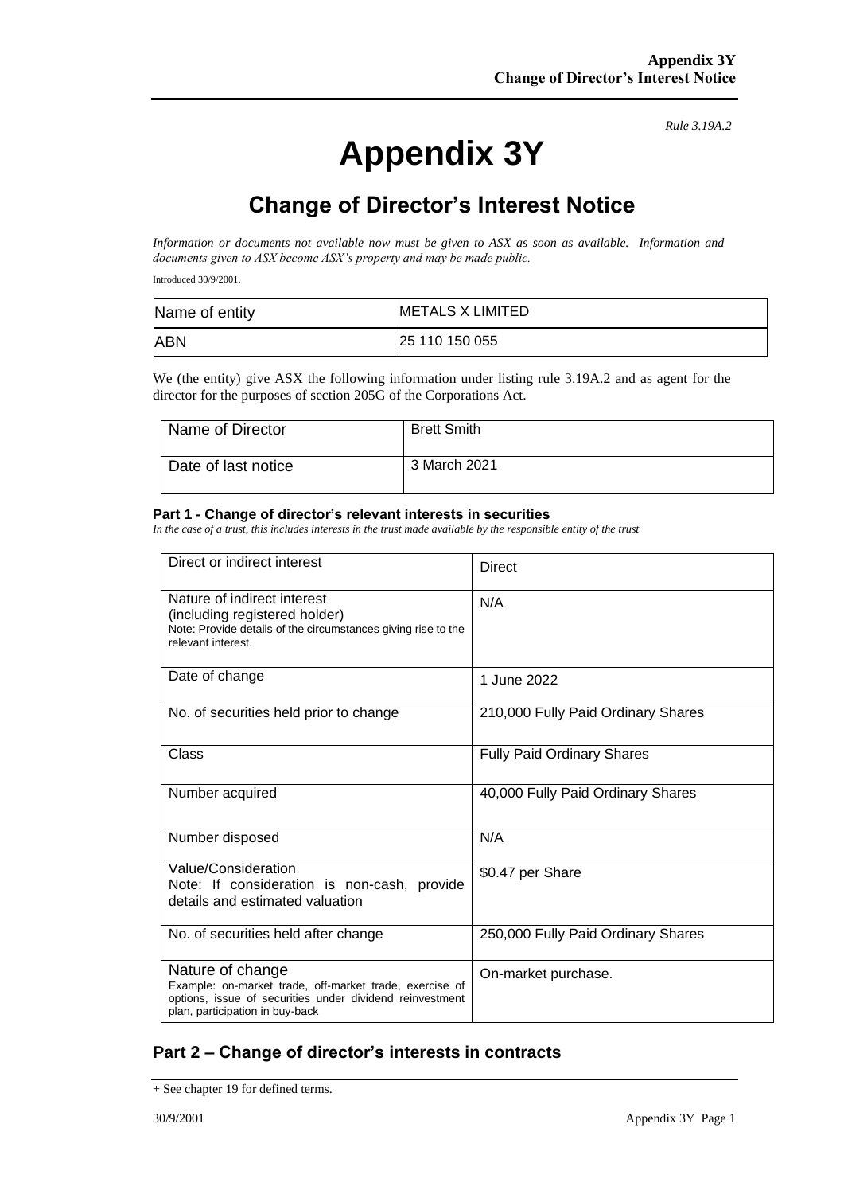*Rule 3.19A.2*

# Appendix 3Y

## Change of Director's Interest Notice

*Information or documents not available now must be given to ASX as soon as available. Information and documents given to ASX become ASX's property and may be made public.*

Introduced 30/9/2001.

| Name of entity | METALS X LIMITED |
|---|---|
| ABN | 25 110 150 055 |

We (the entity) give ASX the following information under listing rule 3.19A.2 and as agent for the director for the purposes of section 205G of the Corporations Act.

| Name of Director | Brett Smith |
|---|---|
| Date of last notice | 3 March 2021 |

#### Part 1 - Change of director's relevant interests in securities

*In the case of a trust, this includes interests in the trust made available by the responsible entity of the trust*

| Direct or indirect interest | Direct |
|---|---|
| Nature of indirect interest (including registered holder) Note: Provide details of the circumstances giving rise to the relevant interest. | N/A |
| Date of change | 1 June 2022 |
| No. of securities held prior to change | 210,000 Fully Paid Ordinary Shares |
| Class | Fully Paid Ordinary Shares |
| Number acquired | 40,000 Fully Paid Ordinary Shares |
| Number disposed | N/A |
| Value/Consideration Note: If consideration is non-cash, provide details and estimated valuation | $0.47 per Share |
| No. of securities held after change | 250,000 Fully Paid Ordinary Shares |
| Nature of change Example: on-market trade, off-market trade, exercise of options, issue of securities under dividend reinvestment plan, participation in buy-back | On-market purchase. |

## Part 2 – Change of director's interests in contracts

+ See chapter 19 for defined terms.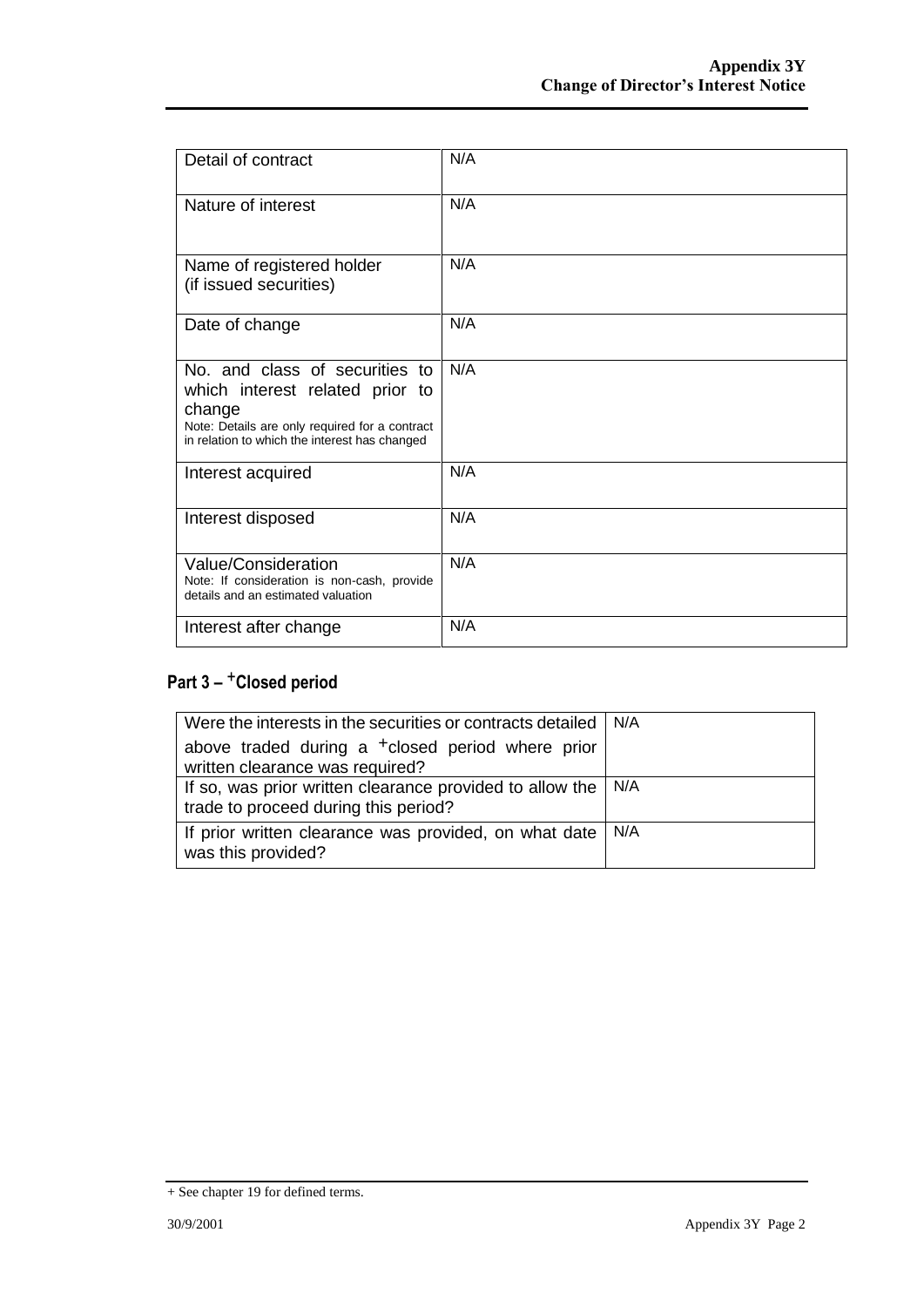| | |
|---|---|
| Detail of contract | N/A |
| Nature of interest | N/A |
| Name of registered holder (if issued securities) | N/A |
| Date of change | N/A |
| No. and class of securities to which interest related prior to change<br>Note: Details are only required for a contract in relation to which the interest has changed | N/A |
| Interest acquired | N/A |
| Interest disposed | N/A |
| Value/Consideration<br>Note: If consideration is non-cash, provide details and an estimated valuation | N/A |
| Interest after change | N/A |

## Part 3 – +Closed period

| | |
|---|---|
| Were the interests in the securities or contracts detailed above traded during a +closed period where prior written clearance was required? | N/A |
| If so, was prior written clearance provided to allow the trade to proceed during this period? | N/A |
| If prior written clearance was provided, on what date was this provided? | N/A |

+ See chapter 19 for defined terms.

30/9/2001